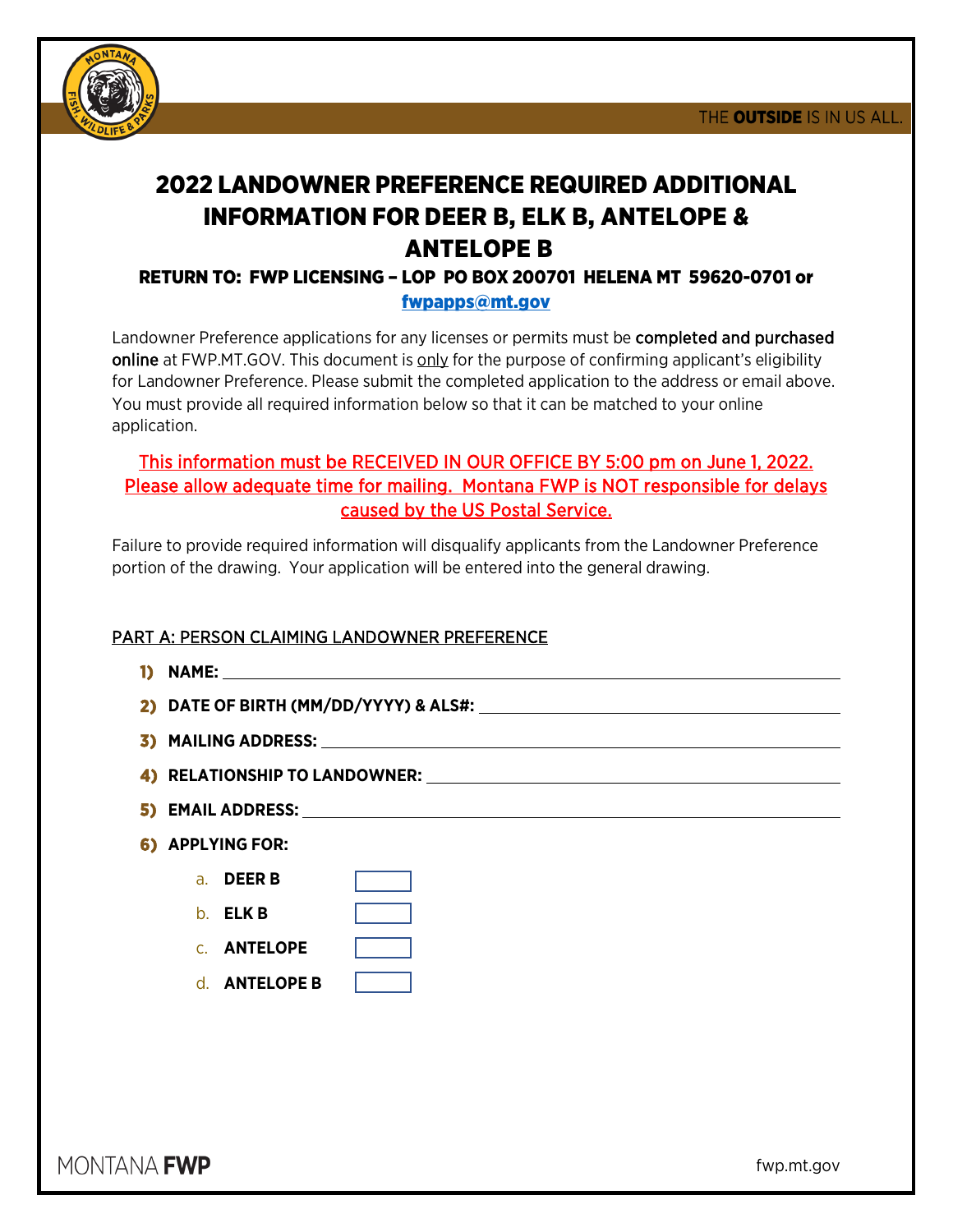THE **OUTSIDE** IS IN US ALL.

# 2022 LANDOWNER PREFERENCE REQUIRED ADDITIONAL INFORMATION FOR DEER B, ELK B, ANTELOPE & ANTELOPE B

**RETURN TO: FWP LICENSING – LOP PO BOX 200701 HELENA MT 59620-0701 or [fwpapps@mt.gov](mailto:fwpapps@mt.gov)**

Landowner Preference applications for any licenses or permits must be completed and purchased online at FWP.MT.GOV. This document is only for the purpose of confirming applicant's eligibility for Landowner Preference. Please submit the completed application to the address or email above. You must provide all required information below so that it can be matched to your online application.

This information must be RECEIVED IN OUR OFFICE BY 5:00 pm on June 1, 2022. Please allow adequate time for mailing. Montana FWP is NOT responsible for delays caused by the US Postal Service.

Failure to provide required information will disqualify applicants from the Landowner Preference portion of the drawing. Your application will be entered into the general drawing.

PART A: PERSON CLAIMING LANDOWNER PREFERENCE

1) **NAME:** ______________________________
2) **DATE OF BIRTH (MM/DD/YYYY) & ALS#:** ______________________________
3) **MAILING ADDRESS:** ______________________________
4) **RELATIONSHIP TO LANDOWNER:** ______________________________
5) **EMAIL ADDRESS:** ______________________________
6) **APPLYING FOR:**
   a. **DEER B** ☐
   b. **ELK B** ☐
   c. **ANTELOPE** ☐
   d. **ANTELOPE B** ☐

MONTANA **FWP** fwp.mt.gov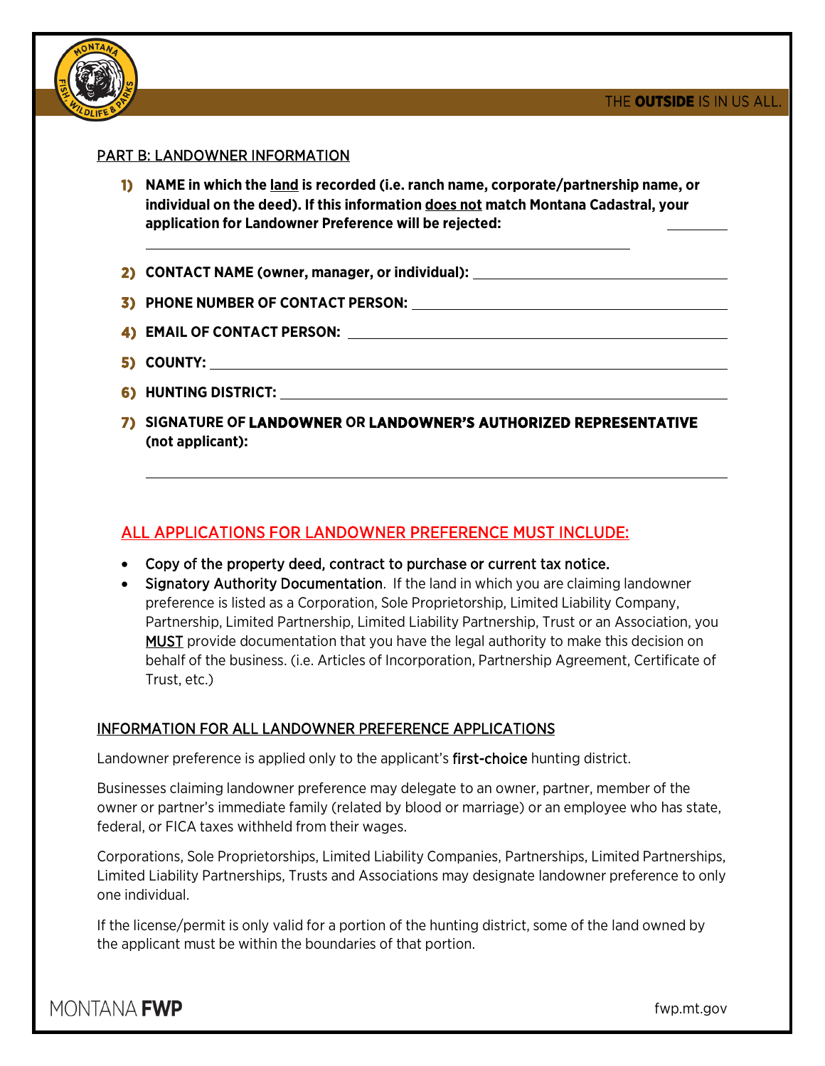## PART B: LANDOWNER INFORMATION

1) **NAME in which the land is recorded (i.e. ranch name, corporate/partnership name, or individual on the deed). If this information does not match Montana Cadastral, your application for Landowner Preference will be rejected:** ________

2) **CONTACT NAME (owner, manager, or individual):** ________

3) **PHONE NUMBER OF CONTACT PERSON:** ________

4) **EMAIL OF CONTACT PERSON:** ________

5) **COUNTY:** ________

6) **HUNTING DISTRICT:** ________

7) **SIGNATURE OF LANDOWNER OR LANDOWNER'S AUTHORIZED REPRESENTATIVE (not applicant):**

________

## ALL APPLICATIONS FOR LANDOWNER PREFERENCE MUST INCLUDE:

- Copy of the property deed, contract to purchase or current tax notice.
- Signatory Authority Documentation. If the land in which you are claiming landowner preference is listed as a Corporation, Sole Proprietorship, Limited Liability Company, Partnership, Limited Partnership, Limited Liability Partnership, Trust or an Association, you MUST provide documentation that you have the legal authority to make this decision on behalf of the business. (i.e. Articles of Incorporation, Partnership Agreement, Certificate of Trust, etc.)

## INFORMATION FOR ALL LANDOWNER PREFERENCE APPLICATIONS

Landowner preference is applied only to the applicant's first-choice hunting district.

Businesses claiming landowner preference may delegate to an owner, partner, member of the owner or partner's immediate family (related by blood or marriage) or an employee who has state, federal, or FICA taxes withheld from their wages.

Corporations, Sole Proprietorships, Limited Liability Companies, Partnerships, Limited Partnerships, Limited Liability Partnerships, Trusts and Associations may designate landowner preference to only one individual.

If the license/permit is only valid for a portion of the hunting district, some of the land owned by the applicant must be within the boundaries of that portion.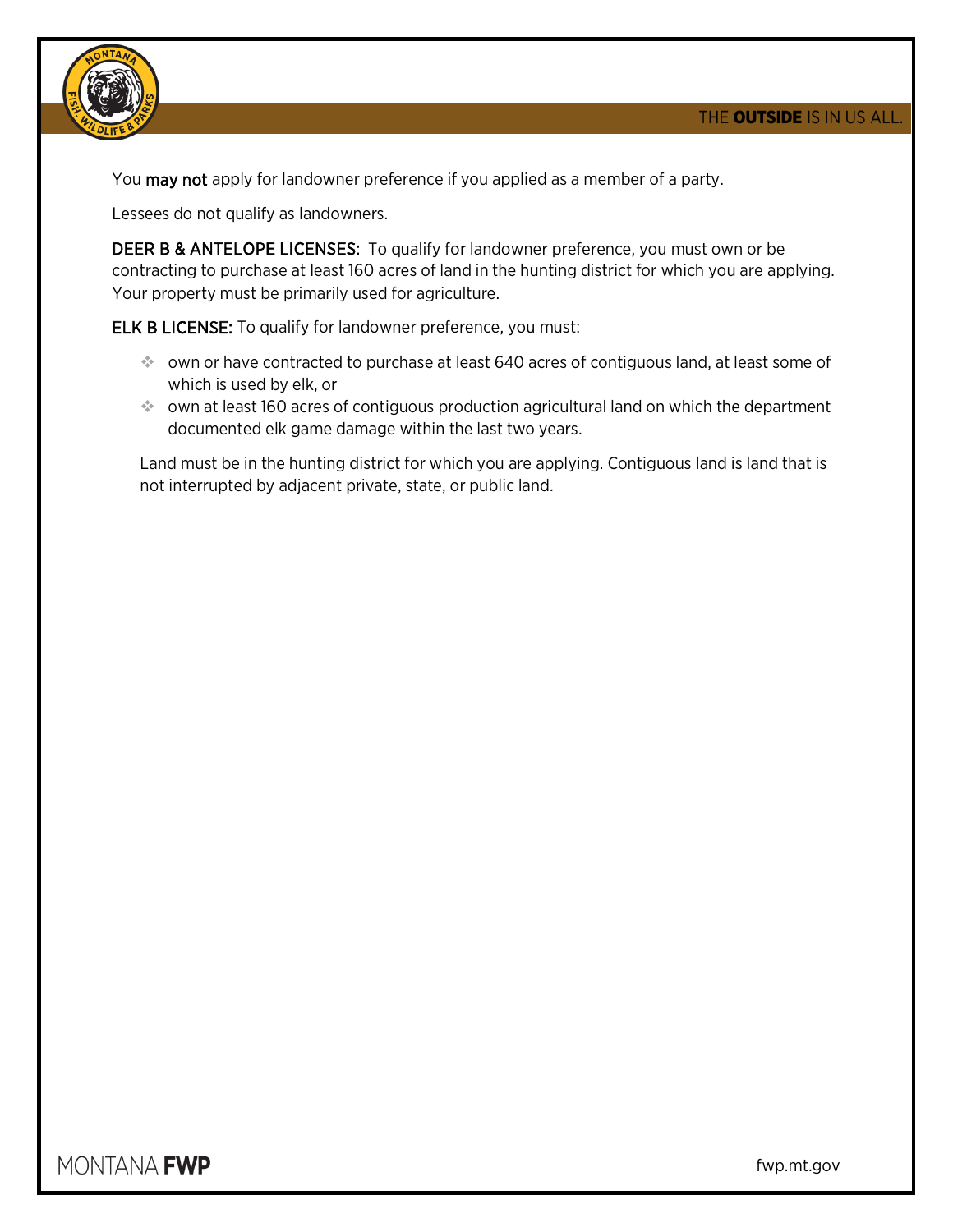You **may not** apply for landowner preference if you applied as a member of a party.

Lessees do not qualify as landowners.

**DEER B & ANTELOPE LICENSES:** To qualify for landowner preference, you must own or be contracting to purchase at least 160 acres of land in the hunting district for which you are applying. Your property must be primarily used for agriculture.

**ELK B LICENSE:** To qualify for landowner preference, you must:

- own or have contracted to purchase at least 640 acres of contiguous land, at least some of which is used by elk, or
- own at least 160 acres of contiguous production agricultural land on which the department documented elk game damage within the last two years.

Land must be in the hunting district for which you are applying. Contiguous land is land that is not interrupted by adjacent private, state, or public land.